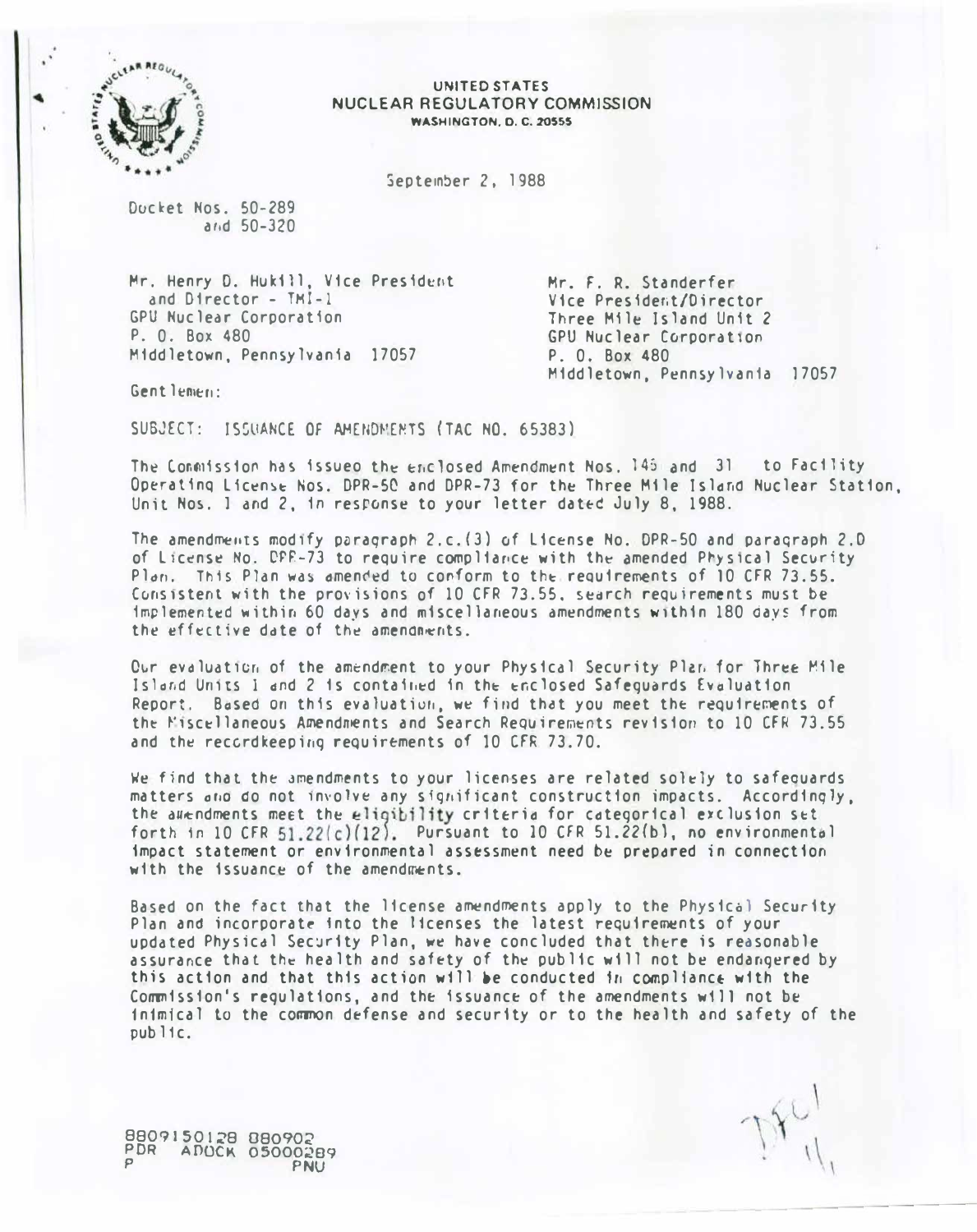UNITED STATES
NUCLEAR REGULATORY COMMISSION
WASHINGTON, D. C. 20555

September 2, 1988

Docket Nos. 50-289
and 50-320

Mr. Henry D. Hukill, Vice President
and Director - TMI-1
GPU Nuclear Corporation
P. O. Box 480
Middletown, Pennsylvania 17057

Mr. F. R. Standerfer
Vice President/Director
Three Mile Island Unit 2
GPU Nuclear Corporation
P. O. Box 480
Middletown, Pennsylvania 17057

Gentlemen:

SUBJECT: ISSUANCE OF AMENDMENTS (TAC NO. 65383)

The Commission has issued the enclosed Amendment Nos. 145 and 31 to Facility Operating License Nos. DPR-50 and DPR-73 for the Three Mile Island Nuclear Station, Unit Nos. 1 and 2, in response to your letter dated July 8, 1988.

The amendments modify paragraph 2.c.(3) of License No. DPR-50 and paragraph 2.D of License No. DPR-73 to require compliance with the amended Physical Security Plan. This Plan was amended to conform to the requirements of 10 CFR 73.55. Consistent with the provisions of 10 CFR 73.55, search requirements must be implemented within 60 days and miscellaneous amendments within 180 days from the effective date of the amendments.

Our evaluation of the amendment to your Physical Security Plan for Three Mile Island Units 1 and 2 is contained in the enclosed Safeguards Evaluation Report. Based on this evaluation, we find that you meet the requirements of the Miscellaneous Amendments and Search Requirements revision to 10 CFR 73.55 and the recordkeeping requirements of 10 CFR 73.70.

We find that the amendments to your licenses are related solely to safeguards matters and do not involve any significant construction impacts. Accordingly, the amendments meet the eligibility criteria for categorical exclusion set forth in 10 CFR 51.22(c)(12). Pursuant to 10 CFR 51.22(b), no environmental impact statement or environmental assessment need be prepared in connection with the issuance of the amendments.

Based on the fact that the license amendments apply to the Physical Security Plan and incorporate into the licenses the latest requirements of your updated Physical Security Plan, we have concluded that there is reasonable assurance that the health and safety of the public will not be endangered by this action and that this action will be conducted in compliance with the Commission's regulations, and the issuance of the amendments will not be inimical to the common defense and security or to the health and safety of the public.

8809150128 880902
PDR ADOCK 05000289
P PNU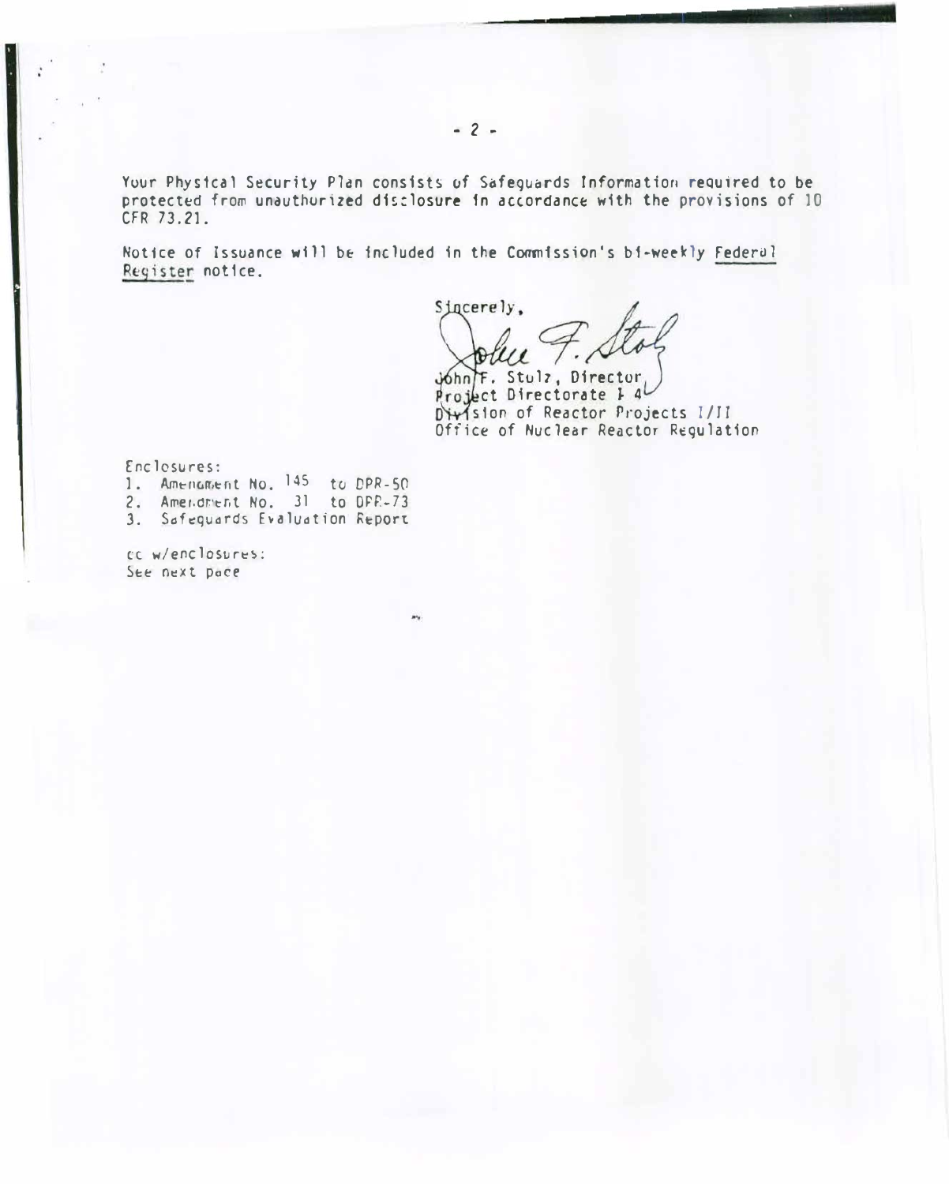Your Physical Security Plan consists of Safeguards Information required to be protected from unauthorized disclosure in accordance with the provisions of 10 CFR 73.21.

Notice of Issuance will be included in the Commission's bi-weekly Federal Register notice.

Sincerely,

John F. Stolz, Director
Project Directorate I-4
Division of Reactor Projects I/II
Office of Nuclear Reactor Regulation

Enclosures:
1. Amendment No. 145 to DPR-50
2. Amendment No. 31 to DPR-73
3. Safeguards Evaluation Report

cc w/enclosures:
See next page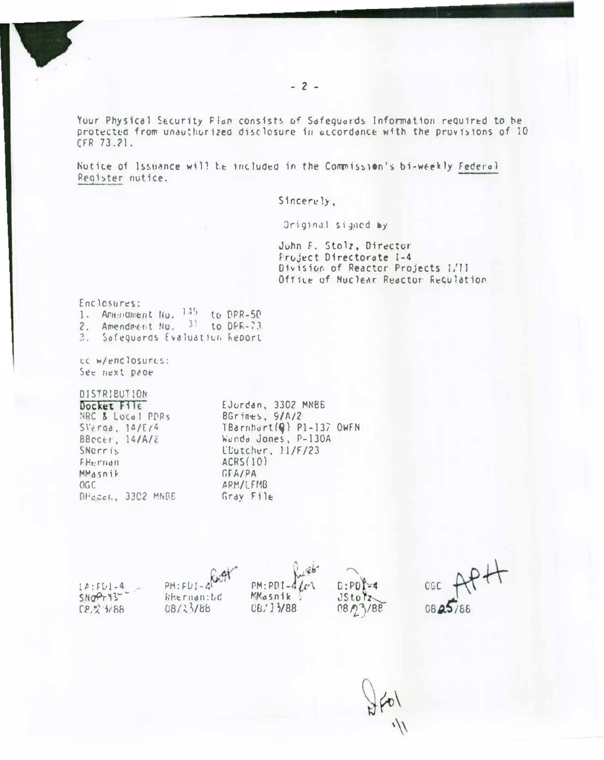Your Physical Security Plan consists of Safeguards Information required to be protected from unauthorized disclosure in accordance with the provisions of 10 CFR 73.21.

Notice of Issuance will be included in the Commission's bi-weekly Federal Register notice.

Sincerely,

Original signed by

John F. Stolz, Director
Project Directorate I-4
Division of Reactor Projects I/II
Office of Nuclear Reactor Regulation

Enclosures:
1. Amendment No. 145 to DPR-50
2. Amendment No. 31 to DPR-73
3. Safeguards Evaluation Report

cc w/enclosures:
See next page

DISTRIBUTION

| | |
|---|---|
| **Docket File** | EJordan, 3302 MNBB |
| NRC & Local PDRs | BGrimes, 9/A/2 |
| SVarga, 14/E/4 | TBarnhart(9) P1-137 OWFN |
| BBoger, 14/A/2 | Wanda Jones, P-130A |
| SNorris | EButcher, 11/F/23 |
| FHernan | ACRS(10) |
| MMasnik | GPA/PA |
| OGC | ARM/LFMB |
| DHagan, 3302 MNBB | Gray File |

| LA:PDI-4 | PM:PDI-4 | PM:PDI-4 | D:PDI-4 | OGC |
|---|---|---|---|---|
| SNorris | RHernan:bd | MMasnik | JStolz | APH |
| 08/23/88 | 08/23/88 | 08/13/88 | 08/23/88 | 08/25/88 |

DF01
1/1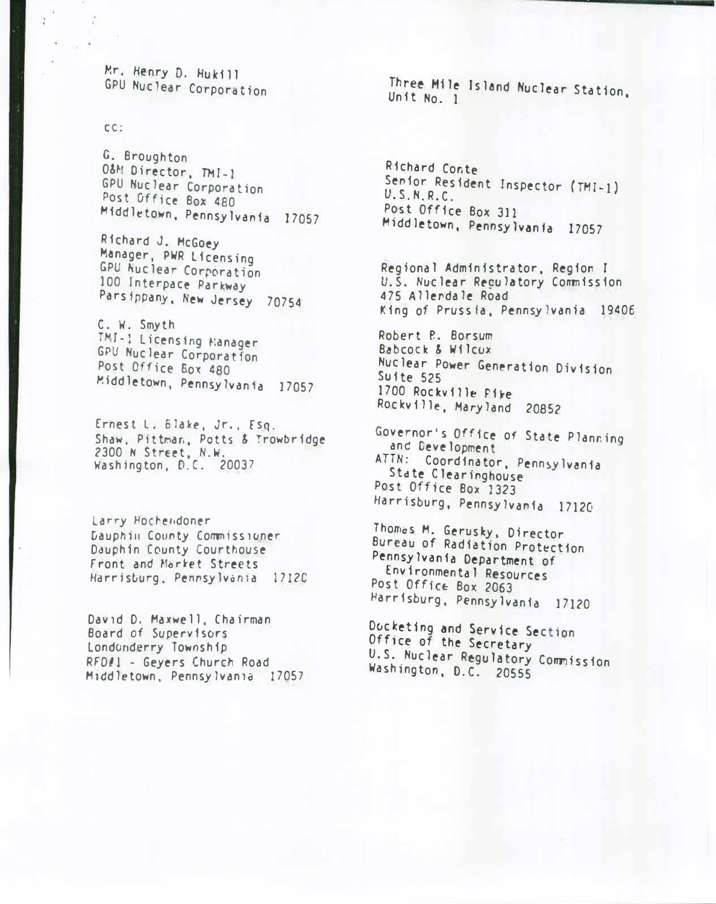Mr. Henry D. Hukill
GPU Nuclear Corporation

Three Mile Island Nuclear Station,
Unit No. 1

cc:

G. Broughton
O&M Director, TMI-1
GPU Nuclear Corporation
Post Office Box 480
Middletown, Pennsylvania 17057

Richard J. McGoey
Manager, PWR Licensing
GPU Nuclear Corporation
100 Interpace Parkway
Parsippany, New Jersey 70754

C. W. Smyth
TMI-1 Licensing Manager
GPU Nuclear Corporation
Post Office Box 480
Middletown, Pennsylvania 17057

Ernest L. Blake, Jr., Esq.
Shaw, Pittman, Potts & Trowbridge
2300 N Street, N.W.
Washington, D.C. 20037

Larry Hochendoner
Dauphin County Commissioner
Dauphin County Courthouse
Front and Market Streets
Harrisburg, Pennsylvania 17120

David D. Maxwell, Chairman
Board of Supervisors
Londonderry Township
RFD#1 - Geyers Church Road
Middletown, Pennsylvania 17057

Richard Conte
Senior Resident Inspector (TMI-1)
U.S.N.R.C.
Post Office Box 311
Middletown, Pennsylvania 17057

Regional Administrator, Region I
U.S. Nuclear Regulatory Commission
475 Allendale Road
King of Prussia, Pennsylvania 19406

Robert B. Borsum
Babcock & Wilcox
Nuclear Power Generation Division
Suite 525
1700 Rockville Pike
Rockville, Maryland 20852

Governor's Office of State Planning
and Development
ATTN: Coordinator, Pennsylvania
State Clearinghouse
Post Office Box 1323
Harrisburg, Pennsylvania 17120

Thomas M. Gerusky, Director
Bureau of Radiation Protection
Pennsylvania Department of
Environmental Resources
Post Office Box 2063
Harrisburg, Pennsylvania 17120

Docketing and Service Section
Office of the Secretary
U.S. Nuclear Regulatory Commission
Washington, D.C. 20555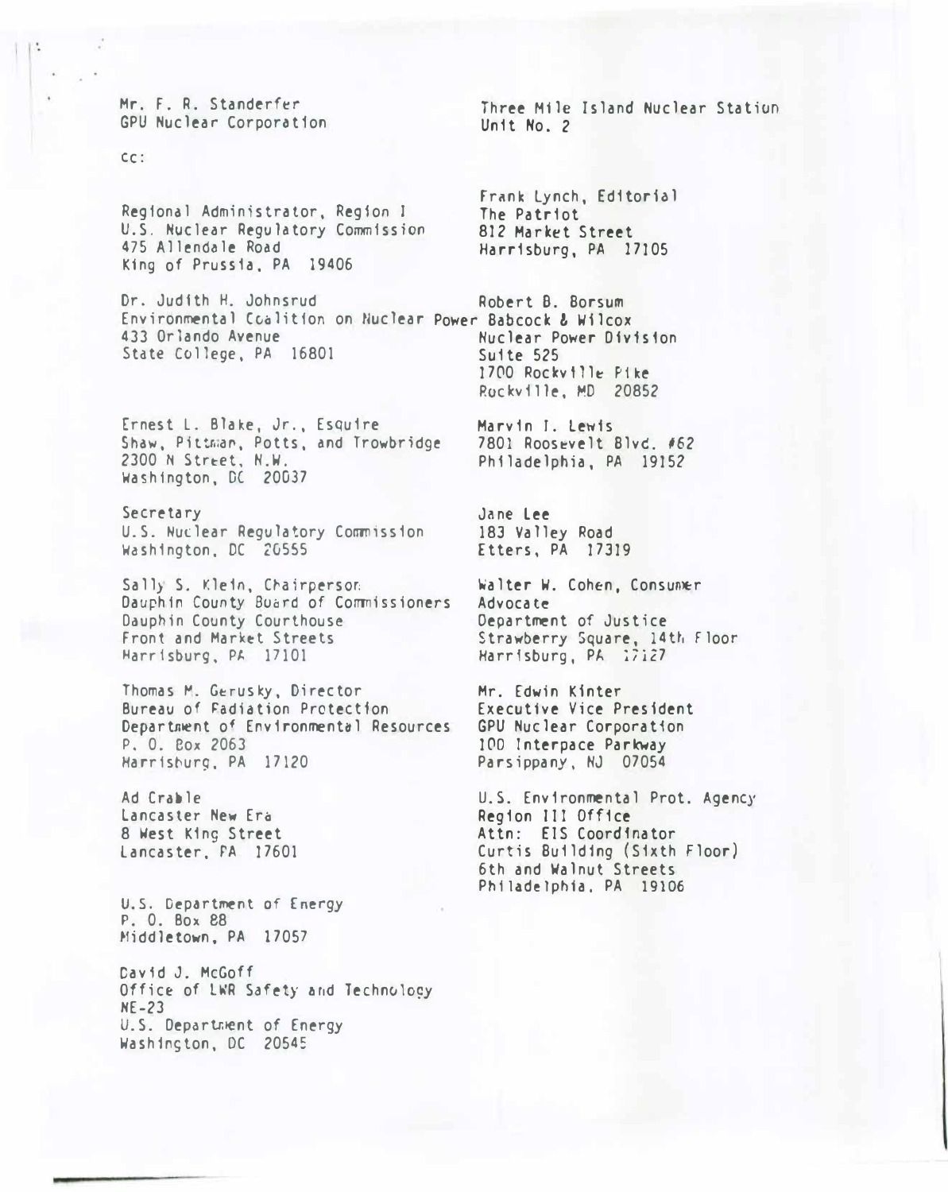Mr. F. R. Standerfer
GPU Nuclear Corporation

Three Mile Island Nuclear Station
Unit No. 2

cc:

Regional Administrator, Region I
U.S. Nuclear Regulatory Commission
475 Allendale Road
King of Prussia, PA 19406

Dr. Judith H. Johnsrud
Environmental Coalition on Nuclear Power
433 Orlando Avenue
State College, PA 16801

Ernest L. Blake, Jr., Esquire
Shaw, Pittman, Potts, and Trowbridge
2300 N Street, N.W.
Washington, DC 20037

Secretary
U.S. Nuclear Regulatory Commission
Washington, DC 20555

Sally S. Klein, Chairperson
Dauphin County Board of Commissioners
Dauphin County Courthouse
Front and Market Streets
Harrisburg, PA 17101

Thomas M. Gerusky, Director
Bureau of Radiation Protection
Department of Environmental Resources
P. O. Box 2063
Harrisburg, PA 17120

Ad Crable
Lancaster New Era
8 West King Street
Lancaster, PA 17601

U.S. Department of Energy
P. O. Box 88
Middletown, PA 17057

David J. McGoff
Office of LWR Safety and Technology
NE-23
U.S. Department of Energy
Washington, DC 20545

Frank Lynch, Editorial
The Patriot
812 Market Street
Harrisburg, PA 17105

Robert B. Borsum
Babcock & Wilcox
Nuclear Power Division
Suite 525
1700 Rockville Pike
Rockville, MD 20852

Marvin I. Lewis
7801 Roosevelt Blvd. #62
Philadelphia, PA 19152

Jane Lee
183 Valley Road
Etters, PA 17319

Walter W. Cohen, Consumer Advocate
Department of Justice
Strawberry Square, 14th Floor
Harrisburg, PA 17127

Mr. Edwin Kinter
Executive Vice President
GPU Nuclear Corporation
100 Interpace Parkway
Parsippany, NJ 07054

U.S. Environmental Prot. Agency
Region III Office
Attn: EIS Coordinator
Curtis Building (Sixth Floor)
6th and Walnut Streets
Philadelphia, PA 19106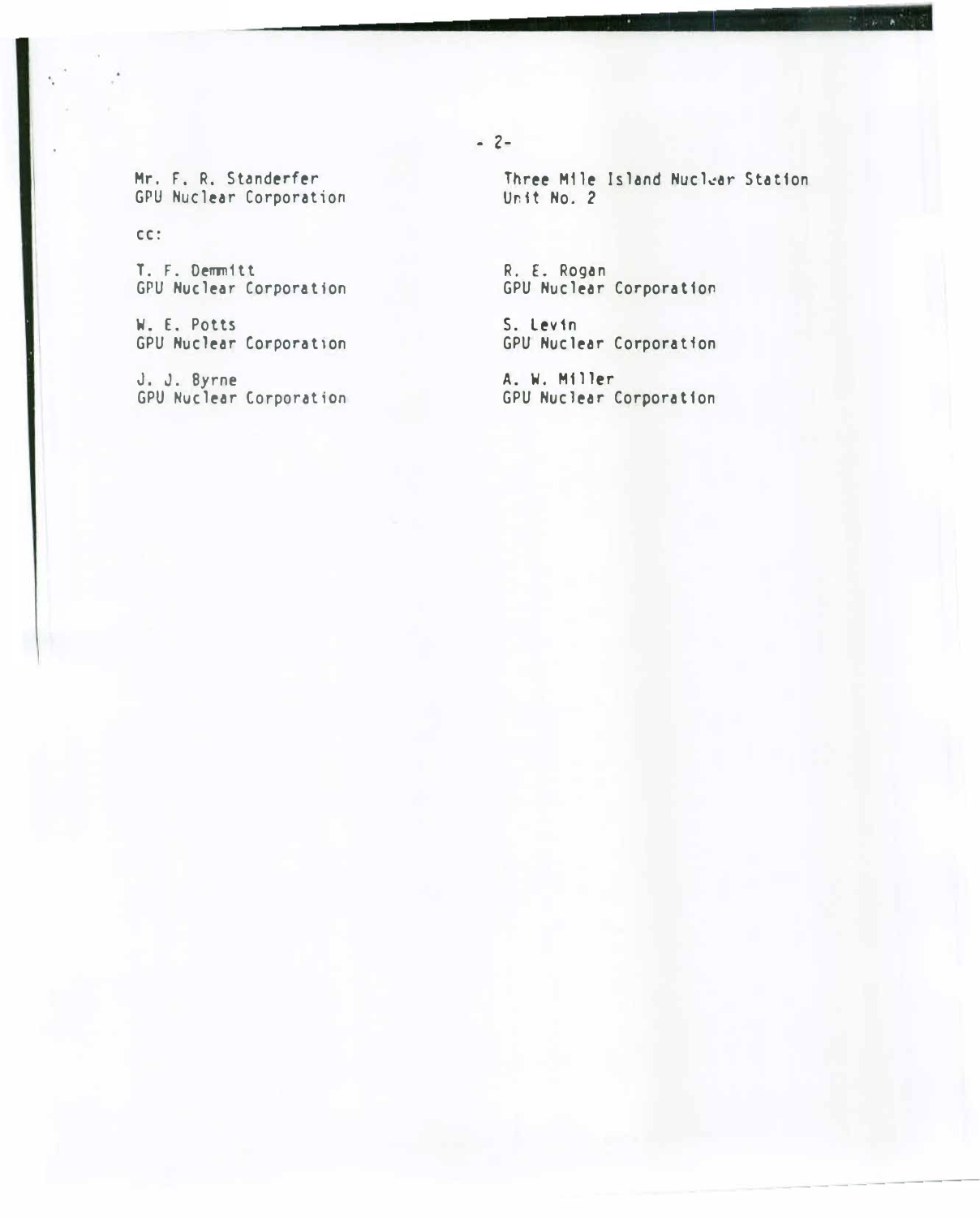Mr. F. R. Standerfer
GPU Nuclear Corporation

Three Mile Island Nuclear Station
Unit No. 2

cc:

T. F. Demmitt
GPU Nuclear Corporation

R. E. Rogan
GPU Nuclear Corporation

W. E. Potts
GPU Nuclear Corporation

S. Levin
GPU Nuclear Corporation

J. J. Byrne
GPU Nuclear Corporation

A. W. Miller
GPU Nuclear Corporation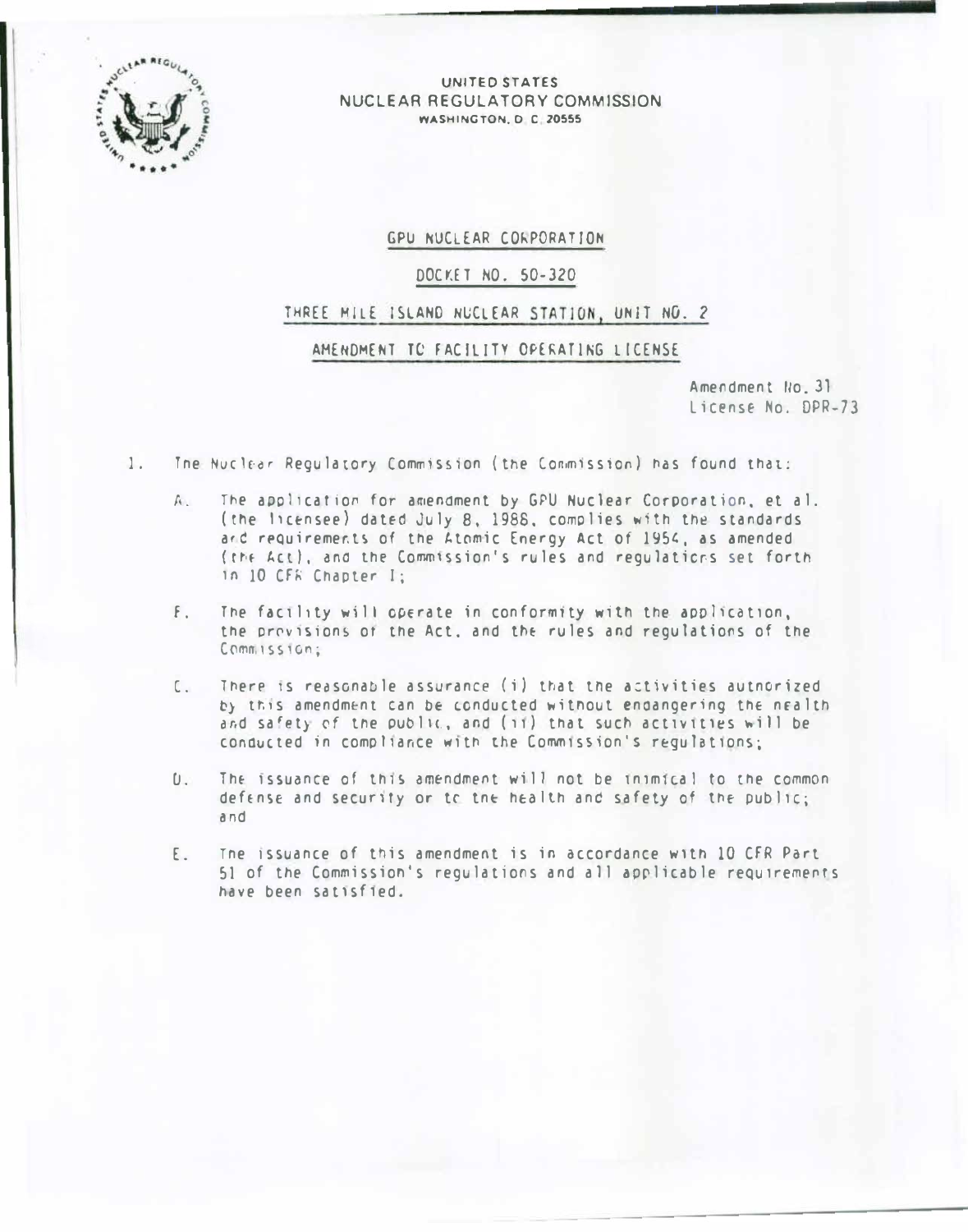UNITED STATES
NUCLEAR REGULATORY COMMISSION
WASHINGTON, D. C. 20555

GPU NUCLEAR CORPORATION

DOCKET NO. 50-320

THREE MILE ISLAND NUCLEAR STATION, UNIT NO. 2

AMENDMENT TO FACILITY OPERATING LICENSE

Amendment No. 31
License No. DPR-73

1. The Nuclear Regulatory Commission (the Commission) has found that:

   A. The application for amendment by GPU Nuclear Corporation, et al. (the licensee) dated July 8, 1988, complies with the standards and requirements of the Atomic Energy Act of 1954, as amended (the Act), and the Commission's rules and regulations set forth in 10 CFR Chapter I;

   B. The facility will operate in conformity with the application, the provisions of the Act, and the rules and regulations of the Commission;

   C. There is reasonable assurance (i) that the activities authorized by this amendment can be conducted without endangering the health and safety of the public, and (ii) that such activities will be conducted in compliance with the Commission's regulations;

   D. The issuance of this amendment will not be inimical to the common defense and security or to the health and safety of the public; and

   E. The issuance of this amendment is in accordance with 10 CFR Part 51 of the Commission's regulations and all applicable requirements have been satisfied.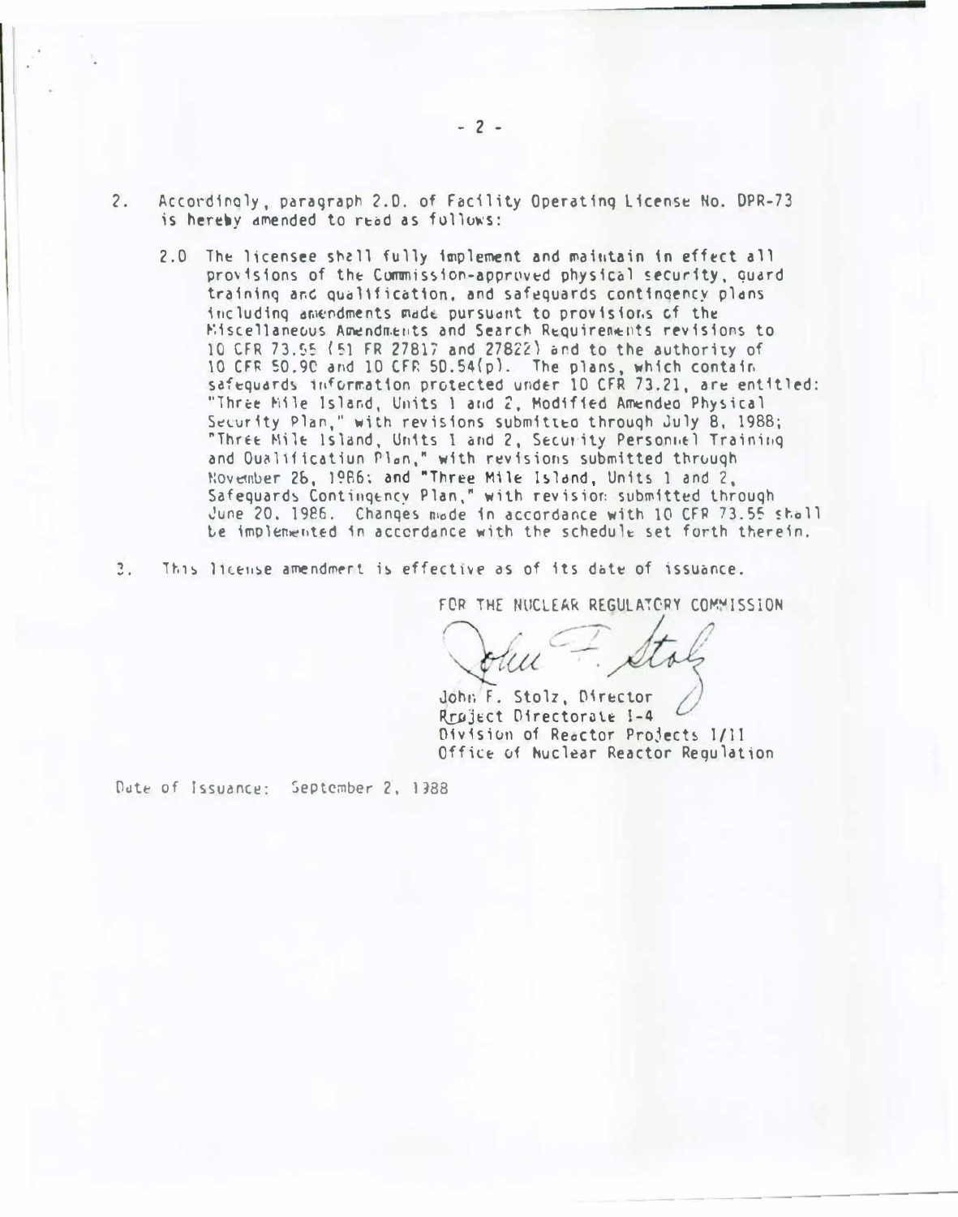2. Accordingly, paragraph 2.D. of Facility Operating License No. DPR-73 is hereby amended to read as follows:

   2.D The licensee shall fully implement and maintain in effect all provisions of the Commission-approved physical security, guard training and qualification, and safeguards contingency plans including amendments made pursuant to provisions of the Miscellaneous Amendments and Search Requirements revisions to 10 CFR 73.55 (51 FR 27817 and 27822) and to the authority of 10 CFR 50.90 and 10 CFR 50.54(p). The plans, which contain safeguards information protected under 10 CFR 73.21, are entitled: "Three Mile Island, Units 1 and 2, Modified Amended Physical Security Plan," with revisions submitted through July 8, 1988; "Three Mile Island, Units 1 and 2, Security Personnel Training and Qualification Plan," with revisions submitted through November 26, 1986; and "Three Mile Island, Units 1 and 2, Safeguards Contingency Plan," with revision submitted through June 20, 1986. Changes made in accordance with 10 CFR 73.55 shall be implemented in accordance with the schedule set forth therein.

3. This license amendment is effective as of its date of issuance.

FOR THE NUCLEAR REGULATORY COMMISSION

John F. Stolz, Director
Project Directorate I-4
Division of Reactor Projects I/II
Office of Nuclear Reactor Regulation

Date of Issuance: September 2, 1988